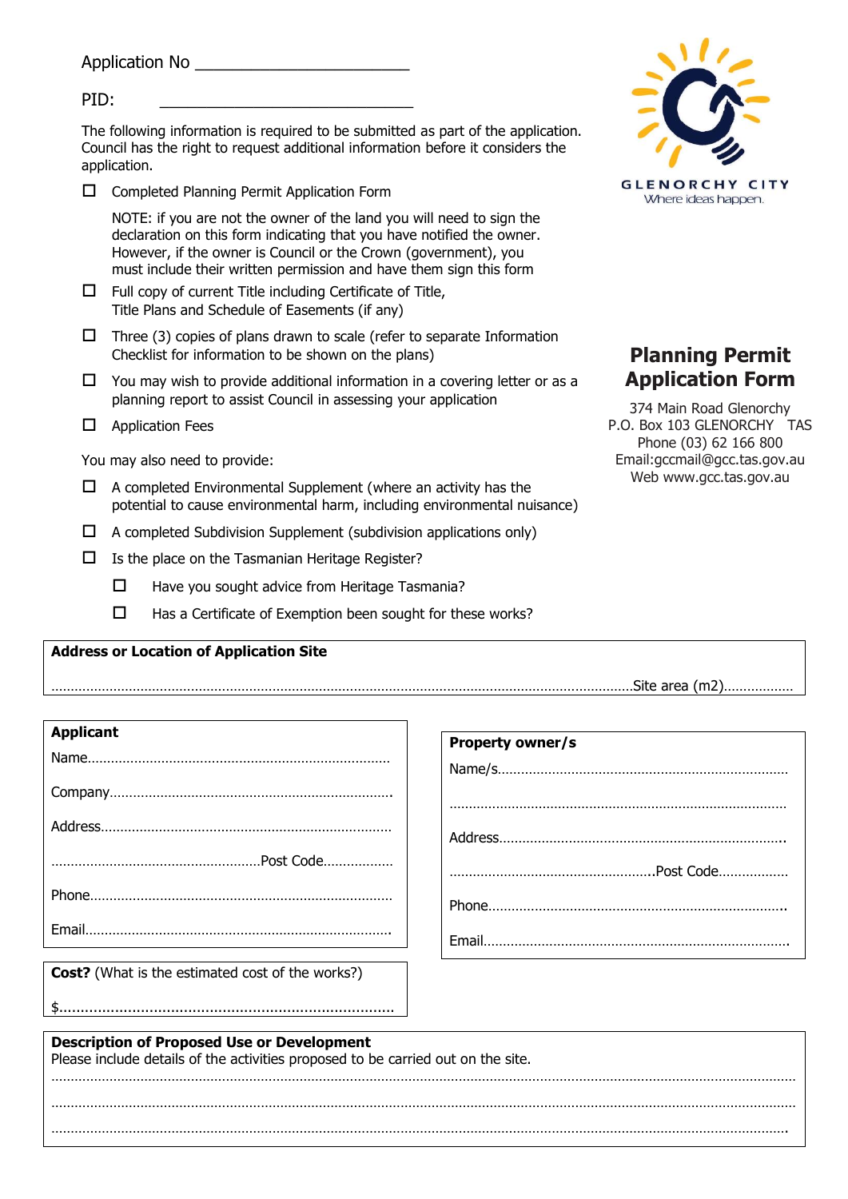Application No ________________________

PID: ________________________________

GLENORCHY CITY
Where ideas happen.

# Planning Permit Application Form

374 Main Road Glenorchy
P.O. Box 103 GLENORCHY TAS
Phone (03) 62 166 800
Email:gccmail@gcc.tas.gov.au
Web www.gcc.tas.gov.au

The following information is required to be submitted as part of the application. Council has the right to request additional information before it considers the application.

- ☐ Completed Planning Permit Application Form

  NOTE: if you are not the owner of the land you will need to sign the declaration on this form indicating that you have notified the owner. However, if the owner is Council or the Crown (government), you must include their written permission and have them sign this form
- ☐ Full copy of current Title including Certificate of Title, Title Plans and Schedule of Easements (if any)
- ☐ Three (3) copies of plans drawn to scale (refer to separate Information Checklist for information to be shown on the plans)
- ☐ You may wish to provide additional information in a covering letter or as a planning report to assist Council in assessing your application
- ☐ Application Fees

You may also need to provide:

- ☐ A completed Environmental Supplement (where an activity has the potential to cause environmental harm, including environmental nuisance)
- ☐ A completed Subdivision Supplement (subdivision applications only)
- ☐ Is the place on the Tasmanian Heritage Register?
  - ☐ Have you sought advice from Heritage Tasmania?
  - ☐ Has a Certificate of Exemption been sought for these works?

**Address or Location of Application Site**

…………………………………………………………………………………………………………Site area (m2)………………

**Applicant**

Name…………………………………………………………………

Company……………………………………………………………

Address………………………………………………………………

…………………………………………Post Code………………

Phone…………………………………………………………………

Email…………………………………………………………………

**Property owner/s**

Name/s………………………………………………………………

……………………………………………………………………………

Address………………………………………………………………

…………………………………………Post Code………………

Phone…………………………………………………………………

Email…………………………………………………………………

**Cost?** (What is the estimated cost of the works?)

$…………………………………………………………………………

**Description of Proposed Use or Development**
Please include details of the activities proposed to be carried out on the site.

……………………………………………………………………………………………………………………………………

……………………………………………………………………………………………………………………………………

……………………………………………………………………………………………………………………………………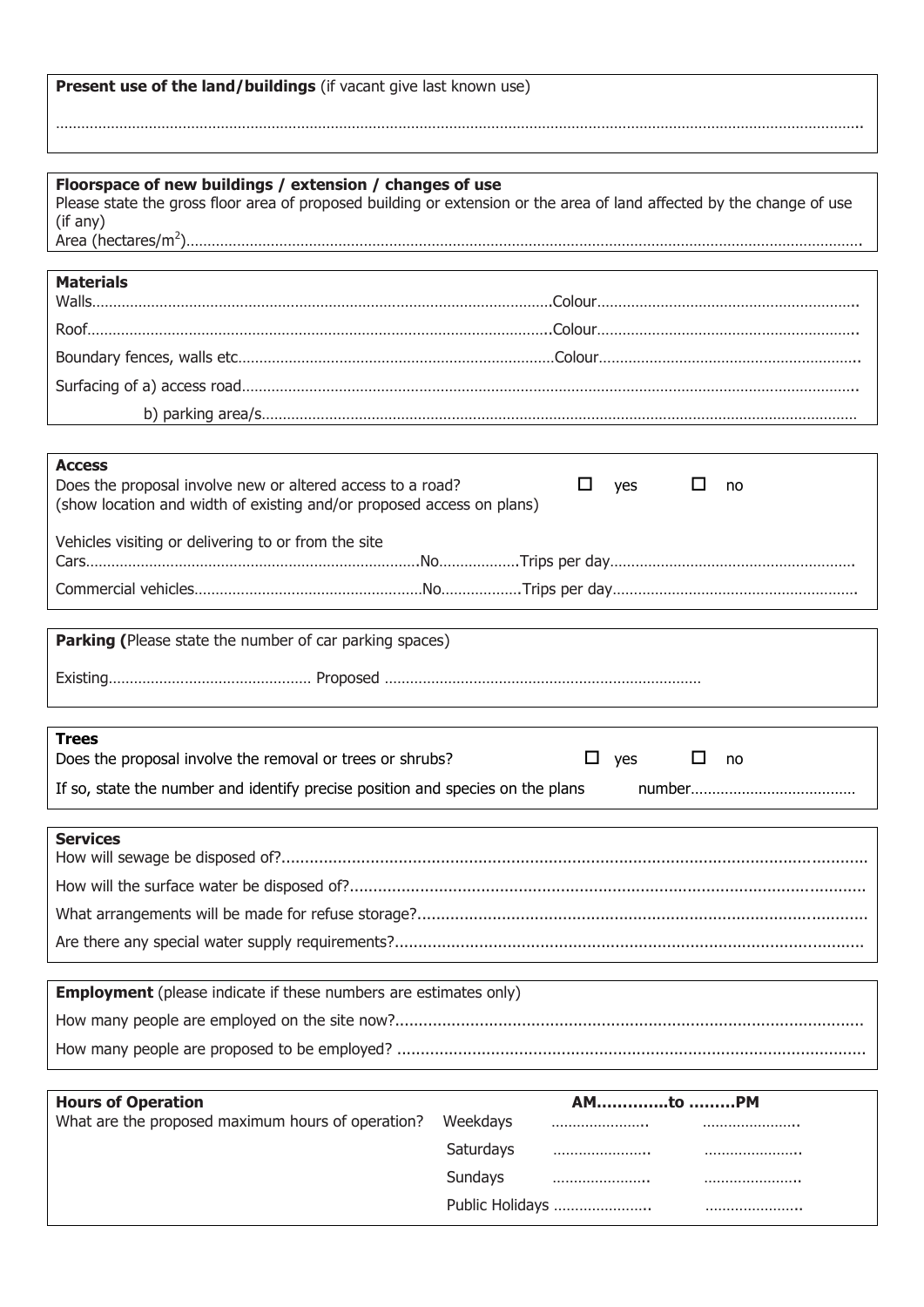**Present use of the land/buildings** (if vacant give last known use)

…………………………………………………………………………………………………………………………………………………………………

**Floorspace of new buildings / extension / changes of use**

Please state the gross floor area of proposed building or extension or the area of land affected by the change of use (if any)

Area (hectares/$m^2$)……………………………………………………………………………………………………………………………

**Materials**

Walls……………………………………………………………………………………Colour……………………………………………

Roof……………………………………………………………………………………..Colour……………………………………………

Boundary fences, walls etc………………………………………………………………Colour……………………………………………

Surfacing of a) access road……………………………………………………………………………………………………………

b) parking area/s………………………………………………………………………………………………………………

**Access**

Does the proposal involve new or altered access to a road? ☐ yes ☐ no

(show location and width of existing and/or proposed access on plans)

Vehicles visiting or delivering to or from the site

Cars…………………………………………………………………No………………Trips per day……………………………………

Commercial vehicles……………………………………………No………………Trips per day……………………………………

**Parking (**Please state the number of car parking spaces)

Existing………………………………………… Proposed ……………………………………………………………

**Trees**

Does the proposal involve the removal or trees or shrubs? ☐ yes ☐ no

If so, state the number and identify precise position and species on the plans number…………………………………

**Services**

How will sewage be disposed of?……………………………………………………………………………………………………

How will the surface water be disposed of?……………………………………………………………………………………………

What arrangements will be made for refuse storage?…………………………………………………………………………………

Are there any special water supply requirements?……………………………………………………………………………………

**Employment** (please indicate if these numbers are estimates only)

How many people are employed on the site now?……………………………………………………………………………………

How many people are proposed to be employed? ……………………………………………………………………………………

**Hours of Operation**

What are the proposed maximum hours of operation?

| | AM………….to | ………PM |
|---|---|---|
| Weekdays | ………………….. | ………………….. |
| Saturdays | ………………….. | ………………….. |
| Sundays | ………………….. | ………………….. |
| Public Holidays | ………………….. | ………………….. |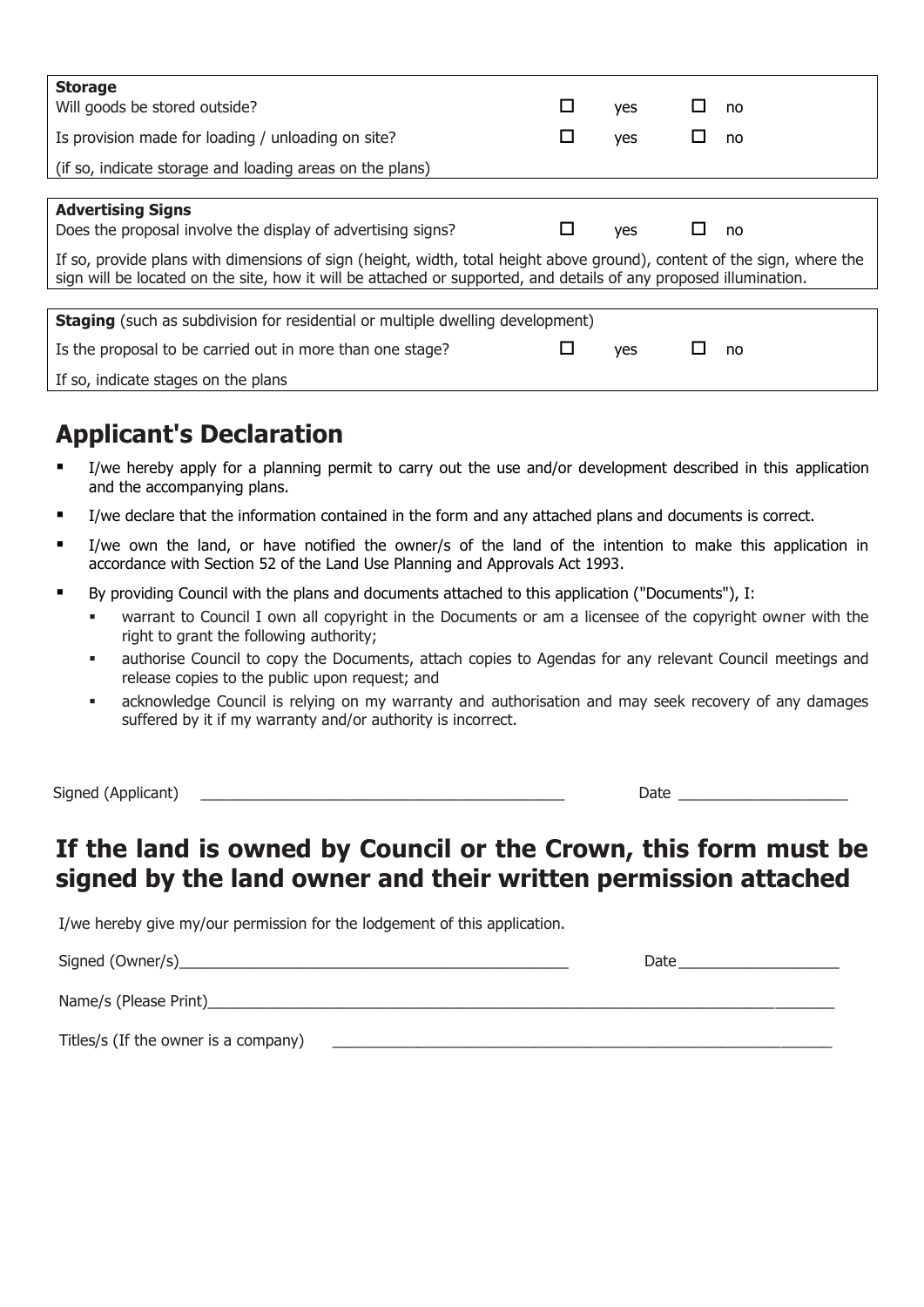| **Storage** | | | | |
|---|---|---|---|---|
| Will goods be stored outside? | ☐ | yes | ☐ | no |
| Is provision made for loading / unloading on site? | ☐ | yes | ☐ | no |
| (if so, indicate storage and loading areas on the plans) | | | | |

| **Advertising Signs** | | | | |
|---|---|---|---|---|
| Does the proposal involve the display of advertising signs? | ☐ | yes | ☐ | no |
| If so, provide plans with dimensions of sign (height, width, total height above ground), content of the sign, where the sign will be located on the site, how it will be attached or supported, and details of any proposed illumination. | | | | |

| **Staging** (such as subdivision for residential or multiple dwelling development) | | | | |
|---|---|---|---|---|
| Is the proposal to be carried out in more than one stage? | ☐ | yes | ☐ | no |
| If so, indicate stages on the plans | | | | |

## Applicant's Declaration

- I/we hereby apply for a planning permit to carry out the use and/or development described in this application and the accompanying plans.
- I/we declare that the information contained in the form and any attached plans and documents is correct.
- I/we own the land, or have notified the owner/s of the land of the intention to make this application in accordance with Section 52 of the Land Use Planning and Approvals Act 1993.
- By providing Council with the plans and documents attached to this application ("Documents"), I:
  - warrant to Council I own all copyright in the Documents or am a licensee of the copyright owner with the right to grant the following authority;
  - authorise Council to copy the Documents, attach copies to Agendas for any relevant Council meetings and release copies to the public upon request; and
  - acknowledge Council is relying on my warranty and authorisation and may seek recovery of any damages suffered by it if my warranty and/or authority is incorrect.

Signed (Applicant) ___________________________________________ Date ____________________

## If the land is owned by Council or the Crown, this form must be signed by the land owner and their written permission attached

I/we hereby give my/our permission for the lodgement of this application.

Signed (Owner/s)_______________________________________________ Date ___________________

Name/s (Please Print)___________________________________________________________________________

Titles/s (If the owner is a company) ____________________________________________________________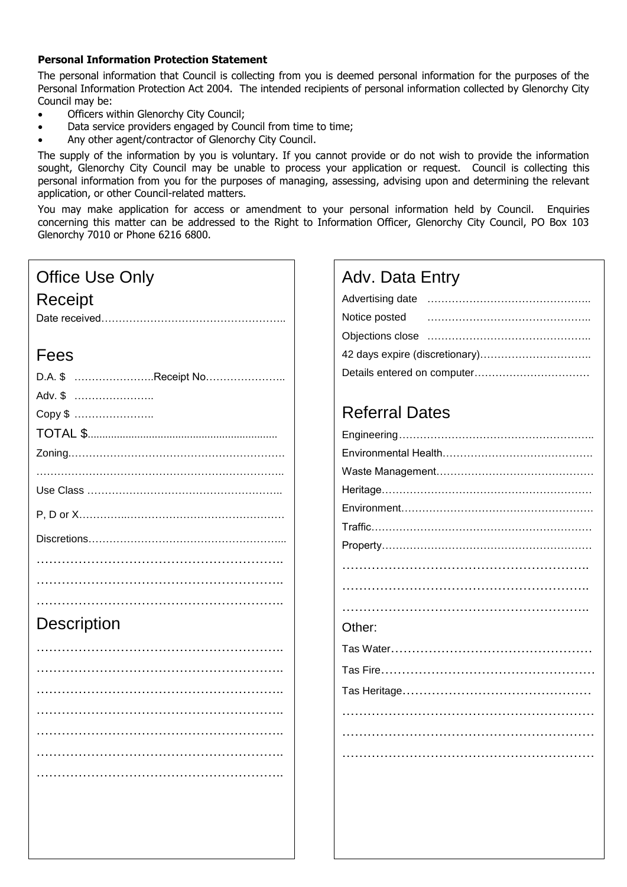**Personal Information Protection Statement**

The personal information that Council is collecting from you is deemed personal information for the purposes of the Personal Information Protection Act 2004. The intended recipients of personal information collected by Glenorchy City Council may be:

- Officers within Glenorchy City Council;
- Data service providers engaged by Council from time to time;
- Any other agent/contractor of Glenorchy City Council.

The supply of the information by you is voluntary. If you cannot provide or do not wish to provide the information sought, Glenorchy City Council may be unable to process your application or request. Council is collecting this personal information from you for the purposes of managing, assessing, advising upon and determining the relevant application, or other Council-related matters.

You may make application for access or amendment to your personal information held by Council. Enquiries concerning this matter can be addressed to the Right to Information Officer, Glenorchy City Council, PO Box 103 Glenorchy 7010 or Phone 6216 6800.

## Office Use Only

### Receipt

Date received……………………………………………..

### Fees

D.A. $ …………………. Receipt No…………………..

Adv. $ …………………..

Copy $ …………………..

TOTAL $..........................................................

Zoning……………………………………………………

……………………………………………………………..

Use Class ……………………………………………….

P, D or X…………………………………………………

Discretions……………………………………………...

……………………………………………………..

……………………………………………………..

……………………………………………………..

### Description

……………………………………………………..

……………………………………………………..

……………………………………………………..

……………………………………………………..

……………………………………………………..

……………………………………………………..

……………………………………………………..

## Adv. Data Entry

Advertising date ………………………………………..

Notice posted ………………………………………..

Objections close ………………………………………..

42 days expire (discretionary)…………………………..

Details entered on computer……………………………

### Referral Dates

Engineering………………………………………………..

Environmental Health……………………………………

Waste Management………………………………………

Heritage……………………………………………………

Environment………………………………………………

Traffic………………………………………………………

Property……………………………………………………

……………………………………………………..

……………………………………………………..

……………………………………………………..

Other:

Tas Water…………………………………………

Tas Fire……………………………………………

Tas Heritage………………………………………

……………………………………………………

……………………………………………………

……………………………………………………